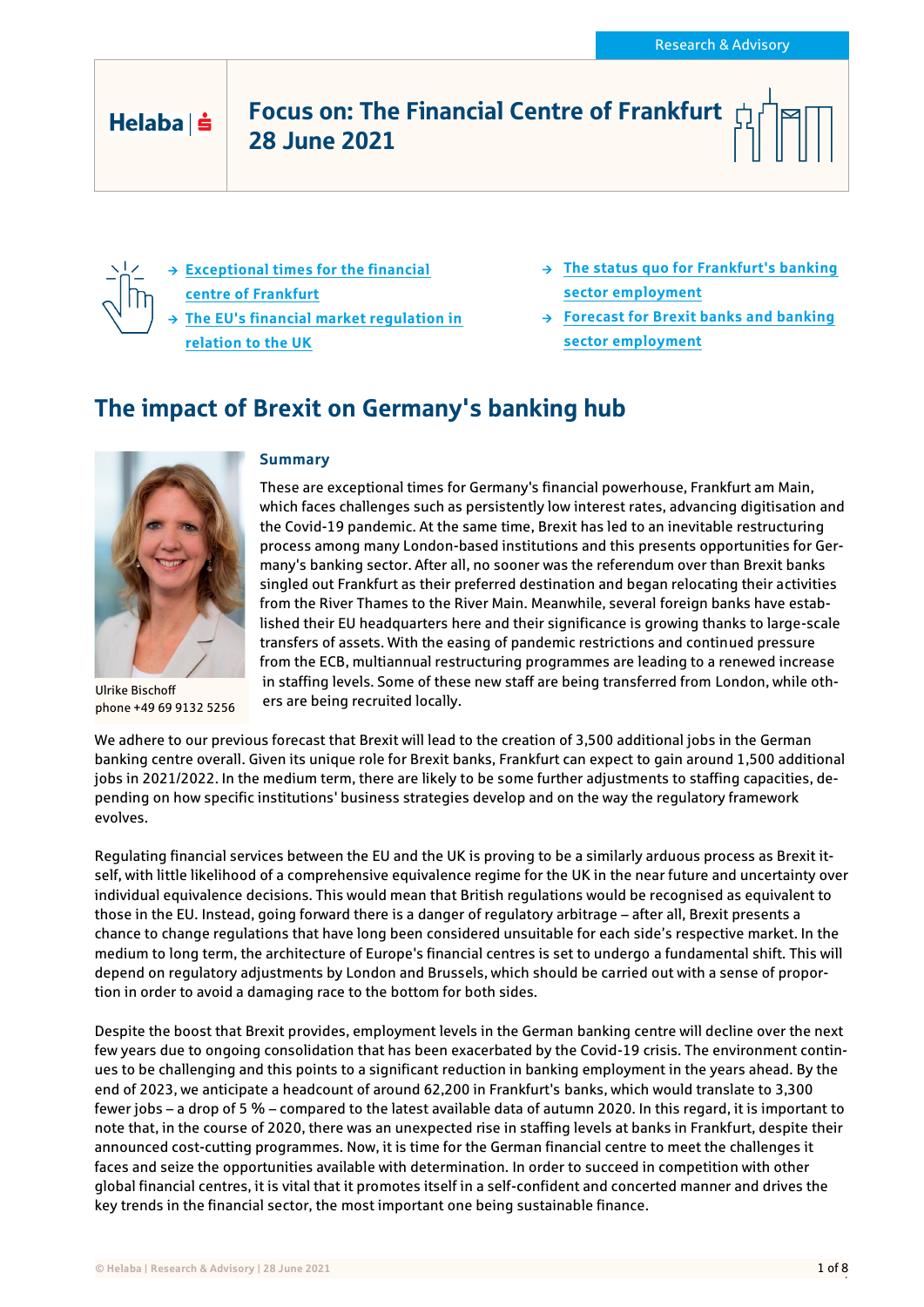Research & Advisory

Helaba

# Focus on: The Financial Centre of Frankfurt
# 28 June 2021

- Exceptional times for the financial centre of Frankfurt
- The EU's financial market regulation in relation to the UK
- The status quo for Frankfurt's banking sector employment
- Forecast for Brexit banks and banking sector employment

## The impact of Brexit on Germany's banking hub

Ulrike Bischoff
phone +49 69 9132 5256

### Summary

These are exceptional times for Germany's financial powerhouse, Frankfurt am Main, which faces challenges such as persistently low interest rates, advancing digitisation and the Covid-19 pandemic. At the same time, Brexit has led to an inevitable restructuring process among many London-based institutions and this presents opportunities for Germany's banking sector. After all, no sooner was the referendum over than Brexit banks singled out Frankfurt as their preferred destination and began relocating their activities from the River Thames to the River Main. Meanwhile, several foreign banks have established their EU headquarters here and their significance is growing thanks to large-scale transfers of assets. With the easing of pandemic restrictions and continued pressure from the ECB, multiannual restructuring programmes are leading to a renewed increase in staffing levels. Some of these new staff are being transferred from London, while others are being recruited locally.

We adhere to our previous forecast that Brexit will lead to the creation of 3,500 additional jobs in the German banking centre overall. Given its unique role for Brexit banks, Frankfurt can expect to gain around 1,500 additional jobs in 2021/2022. In the medium term, there are likely to be some further adjustments to staffing capacities, depending on how specific institutions' business strategies develop and on the way the regulatory framework evolves.

Regulating financial services between the EU and the UK is proving to be a similarly arduous process as Brexit itself, with little likelihood of a comprehensive equivalence regime for the UK in the near future and uncertainty over individual equivalence decisions. This would mean that British regulations would be recognised as equivalent to those in the EU. Instead, going forward there is a danger of regulatory arbitrage – after all, Brexit presents a chance to change regulations that have long been considered unsuitable for each side's respective market. In the medium to long term, the architecture of Europe's financial centres is set to undergo a fundamental shift. This will depend on regulatory adjustments by London and Brussels, which should be carried out with a sense of proportion in order to avoid a damaging race to the bottom for both sides.

Despite the boost that Brexit provides, employment levels in the German banking centre will decline over the next few years due to ongoing consolidation that has been exacerbated by the Covid-19 crisis. The environment continues to be challenging and this points to a significant reduction in banking employment in the years ahead. By the end of 2023, we anticipate a headcount of around 62,200 in Frankfurt's banks, which would translate to 3,300 fewer jobs – a drop of 5 % – compared to the latest available data of autumn 2020. In this regard, it is important to note that, in the course of 2020, there was an unexpected rise in staffing levels at banks in Frankfurt, despite their announced cost-cutting programmes. Now, it is time for the German financial centre to meet the challenges it faces and seize the opportunities available with determination. In order to succeed in competition with other global financial centres, it is vital that it promotes itself in a self-confident and concerted manner and drives the key trends in the financial sector, the most important one being sustainable finance.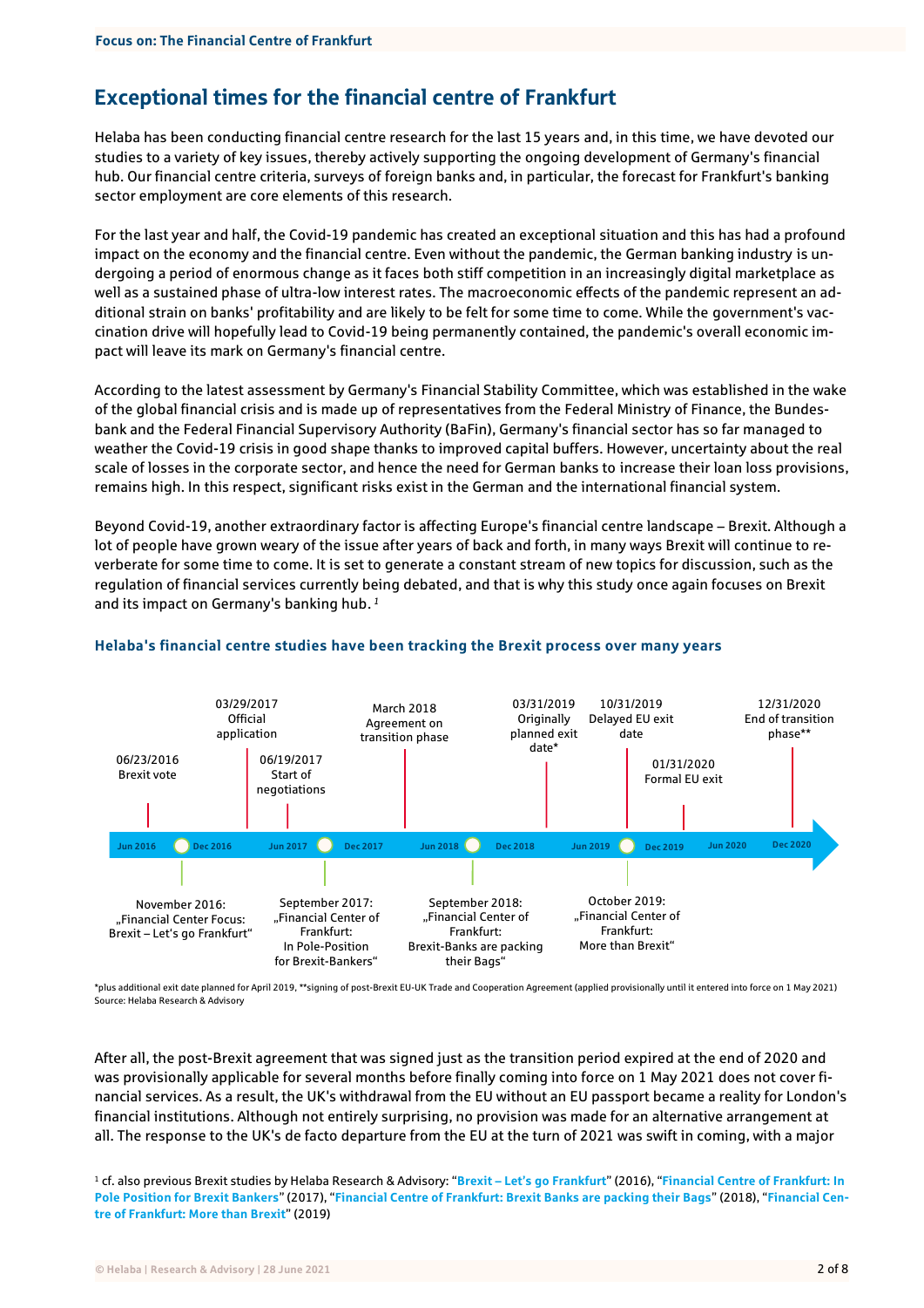# Exceptional times for the financial centre of Frankfurt

Helaba has been conducting financial centre research for the last 15 years and, in this time, we have devoted our studies to a variety of key issues, thereby actively supporting the ongoing development of Germany's financial hub. Our financial centre criteria, surveys of foreign banks and, in particular, the forecast for Frankfurt's banking sector employment are core elements of this research.

For the last year and half, the Covid-19 pandemic has created an exceptional situation and this has had a profound impact on the economy and the financial centre. Even without the pandemic, the German banking industry is undergoing a period of enormous change as it faces both stiff competition in an increasingly digital marketplace as well as a sustained phase of ultra-low interest rates. The macroeconomic effects of the pandemic represent an additional strain on banks' profitability and are likely to be felt for some time to come. While the government's vaccination drive will hopefully lead to Covid-19 being permanently contained, the pandemic's overall economic impact will leave its mark on Germany's financial centre.

According to the latest assessment by Germany's Financial Stability Committee, which was established in the wake of the global financial crisis and is made up of representatives from the Federal Ministry of Finance, the Bundesbank and the Federal Financial Supervisory Authority (BaFin), Germany's financial sector has so far managed to weather the Covid-19 crisis in good shape thanks to improved capital buffers. However, uncertainty about the real scale of losses in the corporate sector, and hence the need for German banks to increase their loan loss provisions, remains high. In this respect, significant risks exist in the German and the international financial system.

Beyond Covid-19, another extraordinary factor is affecting Europe's financial centre landscape – Brexit. Although a lot of people have grown weary of the issue after years of back and forth, in many ways Brexit will continue to reverberate for some time to come. It is set to generate a constant stream of new topics for discussion, such as the regulation of financial services currently being debated, and that is why this study once again focuses on Brexit and its impact on Germany's banking hub. [1]

### Helaba's financial centre studies have been tracking the Brexit process over many years

Timeline (Jun 2016 – Dec 2020):

- 06/23/2016: Brexit vote
- November 2016: „Financial Center Focus: Brexit – Let's go Frankfurt"
- 03/29/2017: Official application
- 06/19/2017: Start of negotiations
- September 2017: „Financial Center of Frankfurt: In Pole-Position for Brexit-Bankers"
- March 2018: Agreement on transition phase
- September 2018: „Financial Center of Frankfurt: Brexit-Banks are packing their Bags"
- 03/31/2019: Originally planned exit date*
- October 2019: „Financial Center of Frankfurt: More than Brexit"
- 10/31/2019: Delayed EU exit date
- 01/31/2020: Formal EU exit
- 12/31/2020: End of transition phase**

*plus additional exit date planned for April 2019, **signing of post-Brexit EU-UK Trade and Cooperation Agreement (applied provisionally until it entered into force on 1 May 2021)
Source: Helaba Research & Advisory

After all, the post-Brexit agreement that was signed just as the transition period expired at the end of 2020 and was provisionally applicable for several months before finally coming into force on 1 May 2021 does not cover financial services. As a result, the UK's withdrawal from the EU without an EU passport became a reality for London's financial institutions. Although not entirely surprising, no provision was made for an alternative arrangement at all. The response to the UK's de facto departure from the EU at the turn of 2021 was swift in coming, with a major

[1] cf. also previous Brexit studies by Helaba Research & Advisory: "**Brexit – Let's go Frankfurt**" (2016), "**Financial Centre of Frankfurt: In Pole Position for Brexit Bankers**" (2017), "**Financial Centre of Frankfurt: Brexit Banks are packing their Bags**" (2018), "**Financial Centre of Frankfurt: More than Brexit**" (2019)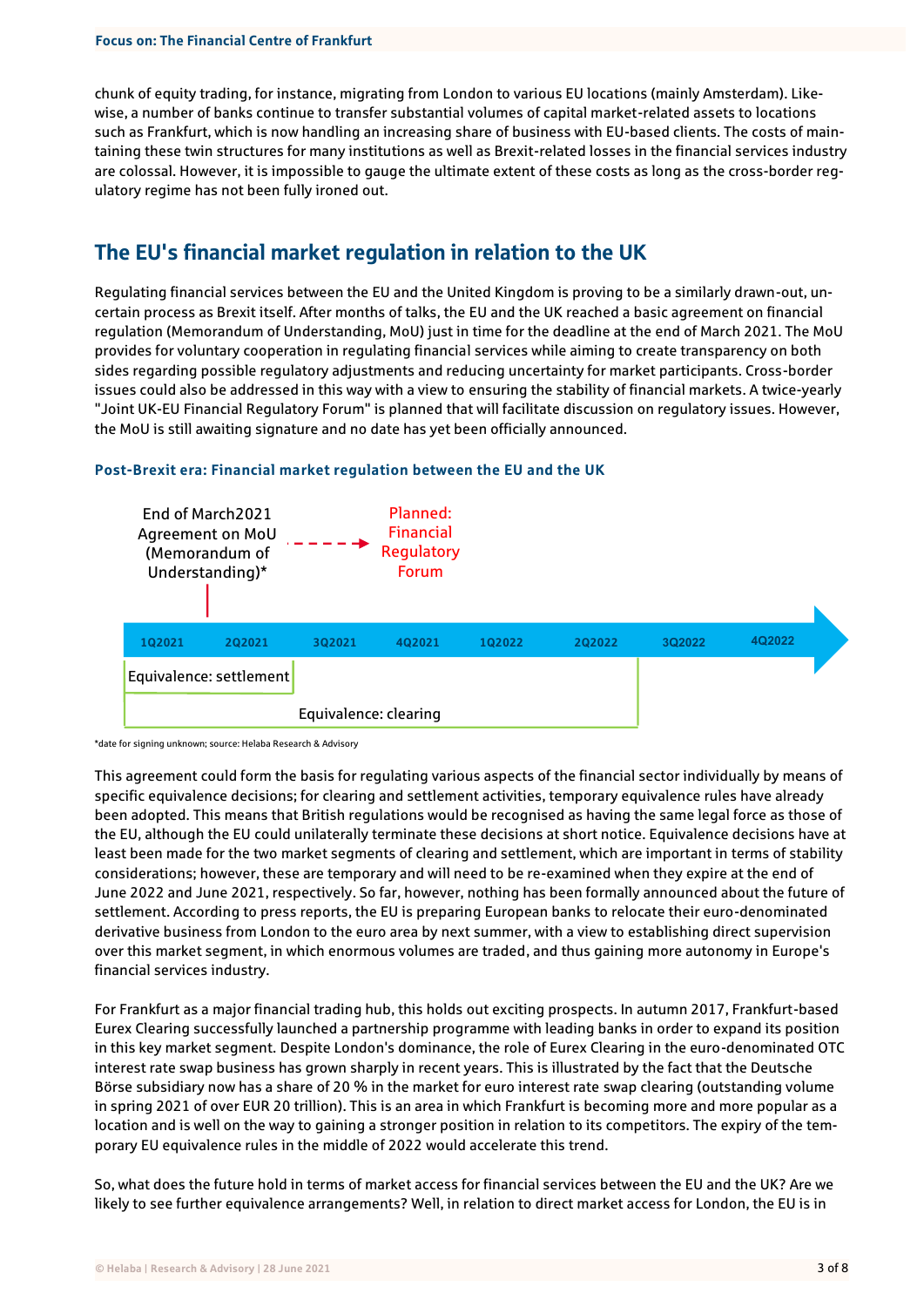chunk of equity trading, for instance, migrating from London to various EU locations (mainly Amsterdam). Likewise, a number of banks continue to transfer substantial volumes of capital market-related assets to locations such as Frankfurt, which is now handling an increasing share of business with EU-based clients. The costs of maintaining these twin structures for many institutions as well as Brexit-related losses in the financial services industry are colossal. However, it is impossible to gauge the ultimate extent of these costs as long as the cross-border regulatory regime has not been fully ironed out.

## The EU's financial market regulation in relation to the UK

Regulating financial services between the EU and the United Kingdom is proving to be a similarly drawn-out, uncertain process as Brexit itself. After months of talks, the EU and the UK reached a basic agreement on financial regulation (Memorandum of Understanding, MoU) just in time for the deadline at the end of March 2021. The MoU provides for voluntary cooperation in regulating financial services while aiming to create transparency on both sides regarding possible regulatory adjustments and reducing uncertainty for market participants. Cross-border issues could also be addressed in this way with a view to ensuring the stability of financial markets. A twice-yearly "Joint UK-EU Financial Regulatory Forum" is planned that will facilitate discussion on regulatory issues. However, the MoU is still awaiting signature and no date has yet been officially announced.

**Post-Brexit era: Financial market regulation between the EU and the UK**

End of March2021 Agreement on MoU (Memorandum of Understanding)* → Planned: Financial Regulatory Forum

| 1Q2021 | 2Q2021 | 3Q2021 | 4Q2021 | 1Q2022 | 2Q2022 | 3Q2022 | 4Q2022 |
|---|---|---|---|---|---|---|---|
| Equivalence: settlement | | | | | | | |
| Equivalence: clearing | | | | | | | |

*date for signing unknown; source: Helaba Research & Advisory

This agreement could form the basis for regulating various aspects of the financial sector individually by means of specific equivalence decisions; for clearing and settlement activities, temporary equivalence rules have already been adopted. This means that British regulations would be recognised as having the same legal force as those of the EU, although the EU could unilaterally terminate these decisions at short notice. Equivalence decisions have at least been made for the two market segments of clearing and settlement, which are important in terms of stability considerations; however, these are temporary and will need to be re-examined when they expire at the end of June 2022 and June 2021, respectively. So far, however, nothing has been formally announced about the future of settlement. According to press reports, the EU is preparing European banks to relocate their euro-denominated derivative business from London to the euro area by next summer, with a view to establishing direct supervision over this market segment, in which enormous volumes are traded, and thus gaining more autonomy in Europe's financial services industry.

For Frankfurt as a major financial trading hub, this holds out exciting prospects. In autumn 2017, Frankfurt-based Eurex Clearing successfully launched a partnership programme with leading banks in order to expand its position in this key market segment. Despite London's dominance, the role of Eurex Clearing in the euro-denominated OTC interest rate swap business has grown sharply in recent years. This is illustrated by the fact that the Deutsche Börse subsidiary now has a share of 20 % in the market for euro interest rate swap clearing (outstanding volume in spring 2021 of over EUR 20 trillion). This is an area in which Frankfurt is becoming more and more popular as a location and is well on the way to gaining a stronger position in relation to its competitors. The expiry of the temporary EU equivalence rules in the middle of 2022 would accelerate this trend.

So, what does the future hold in terms of market access for financial services between the EU and the UK? Are we likely to see further equivalence arrangements? Well, in relation to direct market access for London, the EU is in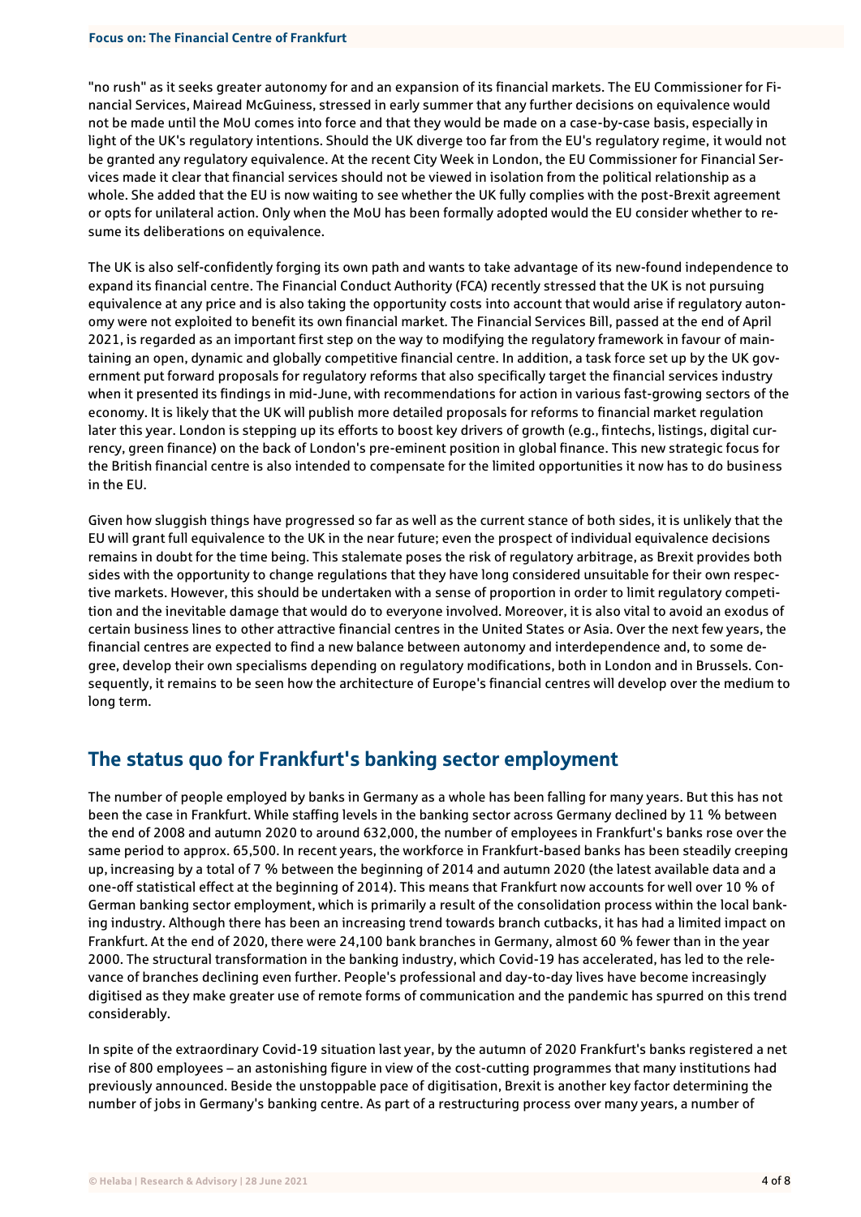"no rush" as it seeks greater autonomy for and an expansion of its financial markets. The EU Commissioner for Financial Services, Mairead McGuiness, stressed in early summer that any further decisions on equivalence would not be made until the MoU comes into force and that they would be made on a case-by-case basis, especially in light of the UK's regulatory intentions. Should the UK diverge too far from the EU's regulatory regime, it would not be granted any regulatory equivalence. At the recent City Week in London, the EU Commissioner for Financial Services made it clear that financial services should not be viewed in isolation from the political relationship as a whole. She added that the EU is now waiting to see whether the UK fully complies with the post-Brexit agreement or opts for unilateral action. Only when the MoU has been formally adopted would the EU consider whether to resume its deliberations on equivalence.

The UK is also self-confidently forging its own path and wants to take advantage of its new-found independence to expand its financial centre. The Financial Conduct Authority (FCA) recently stressed that the UK is not pursuing equivalence at any price and is also taking the opportunity costs into account that would arise if regulatory autonomy were not exploited to benefit its own financial market. The Financial Services Bill, passed at the end of April 2021, is regarded as an important first step on the way to modifying the regulatory framework in favour of maintaining an open, dynamic and globally competitive financial centre. In addition, a task force set up by the UK government put forward proposals for regulatory reforms that also specifically target the financial services industry when it presented its findings in mid-June, with recommendations for action in various fast-growing sectors of the economy. It is likely that the UK will publish more detailed proposals for reforms to financial market regulation later this year. London is stepping up its efforts to boost key drivers of growth (e.g., fintechs, listings, digital currency, green finance) on the back of London's pre-eminent position in global finance. This new strategic focus for the British financial centre is also intended to compensate for the limited opportunities it now has to do business in the EU.

Given how sluggish things have progressed so far as well as the current stance of both sides, it is unlikely that the EU will grant full equivalence to the UK in the near future; even the prospect of individual equivalence decisions remains in doubt for the time being. This stalemate poses the risk of regulatory arbitrage, as Brexit provides both sides with the opportunity to change regulations that they have long considered unsuitable for their own respective markets. However, this should be undertaken with a sense of proportion in order to limit regulatory competition and the inevitable damage that would do to everyone involved. Moreover, it is also vital to avoid an exodus of certain business lines to other attractive financial centres in the United States or Asia. Over the next few years, the financial centres are expected to find a new balance between autonomy and interdependence and, to some degree, develop their own specialisms depending on regulatory modifications, both in London and in Brussels. Consequently, it remains to be seen how the architecture of Europe's financial centres will develop over the medium to long term.

## The status quo for Frankfurt's banking sector employment

The number of people employed by banks in Germany as a whole has been falling for many years. But this has not been the case in Frankfurt. While staffing levels in the banking sector across Germany declined by 11 % between the end of 2008 and autumn 2020 to around 632,000, the number of employees in Frankfurt's banks rose over the same period to approx. 65,500. In recent years, the workforce in Frankfurt-based banks has been steadily creeping up, increasing by a total of 7 % between the beginning of 2014 and autumn 2020 (the latest available data and a one-off statistical effect at the beginning of 2014). This means that Frankfurt now accounts for well over 10 % of German banking sector employment, which is primarily a result of the consolidation process within the local banking industry. Although there has been an increasing trend towards branch cutbacks, it has had a limited impact on Frankfurt. At the end of 2020, there were 24,100 bank branches in Germany, almost 60 % fewer than in the year 2000. The structural transformation in the banking industry, which Covid-19 has accelerated, has led to the relevance of branches declining even further. People's professional and day-to-day lives have become increasingly digitised as they make greater use of remote forms of communication and the pandemic has spurred on this trend considerably.

In spite of the extraordinary Covid-19 situation last year, by the autumn of 2020 Frankfurt's banks registered a net rise of 800 employees – an astonishing figure in view of the cost-cutting programmes that many institutions had previously announced. Beside the unstoppable pace of digitisation, Brexit is another key factor determining the number of jobs in Germany's banking centre. As part of a restructuring process over many years, a number of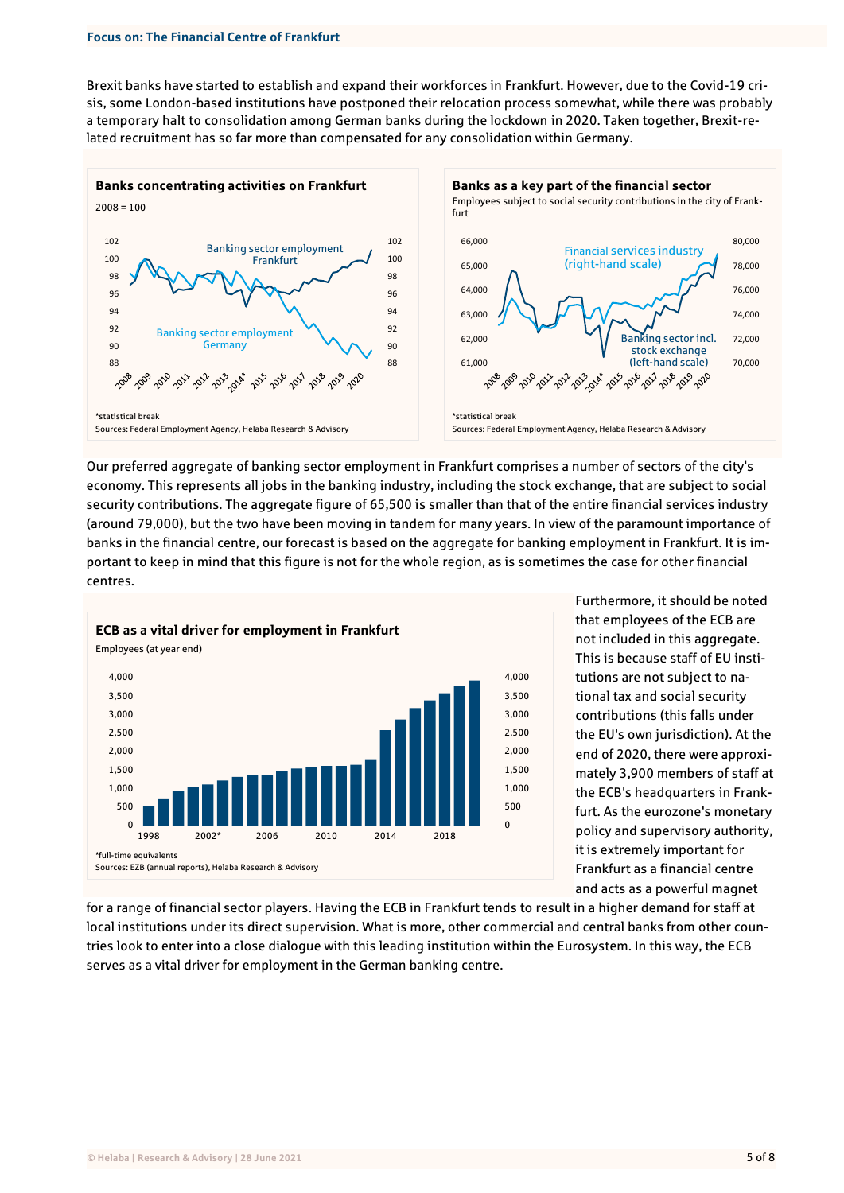Brexit banks have started to establish and expand their workforces in Frankfurt. However, due to the Covid-19 crisis, some London-based institutions have postponed their relocation process somewhat, while there was probably a temporary halt to consolidation among German banks during the lockdown in 2020. Taken together, Brexit-related recruitment has so far more than compensated for any consolidation within Germany.

**Banks concentrating activities on Frankfurt**

2008 = 100

*statistical break

Sources: Federal Employment Agency, Helaba Research & Advisory

**Banks as a key part of the financial sector**

Employees subject to social security contributions in the city of Frankfurt

*statistical break

Sources: Federal Employment Agency, Helaba Research & Advisory

Our preferred aggregate of banking sector employment in Frankfurt comprises a number of sectors of the city's economy. This represents all jobs in the banking industry, including the stock exchange, that are subject to social security contributions. The aggregate figure of 65,500 is smaller than that of the entire financial services industry (around 79,000), but the two have been moving in tandem for many years. In view of the paramount importance of banks in the financial centre, our forecast is based on the aggregate for banking employment in Frankfurt. It is important to keep in mind that this figure is not for the whole region, as is sometimes the case for other financial centres.

**ECB as a vital driver for employment in Frankfurt**

Employees (at year end)

*full-time equivalents

Sources: EZB (annual reports), Helaba Research & Advisory

Furthermore, it should be noted that employees of the ECB are not included in this aggregate. This is because staff of EU institutions are not subject to national tax and social security contributions (this falls under the EU's own jurisdiction). At the end of 2020, there were approximately 3,900 members of staff at the ECB's headquarters in Frankfurt. As the eurozone's monetary policy and supervisory authority, it is extremely important for Frankfurt as a financial centre and acts as a powerful magnet for a range of financial sector players. Having the ECB in Frankfurt tends to result in a higher demand for staff at local institutions under its direct supervision. What is more, other commercial and central banks from other countries look to enter into a close dialogue with this leading institution within the Eurosystem. In this way, the ECB serves as a vital driver for employment in the German banking centre.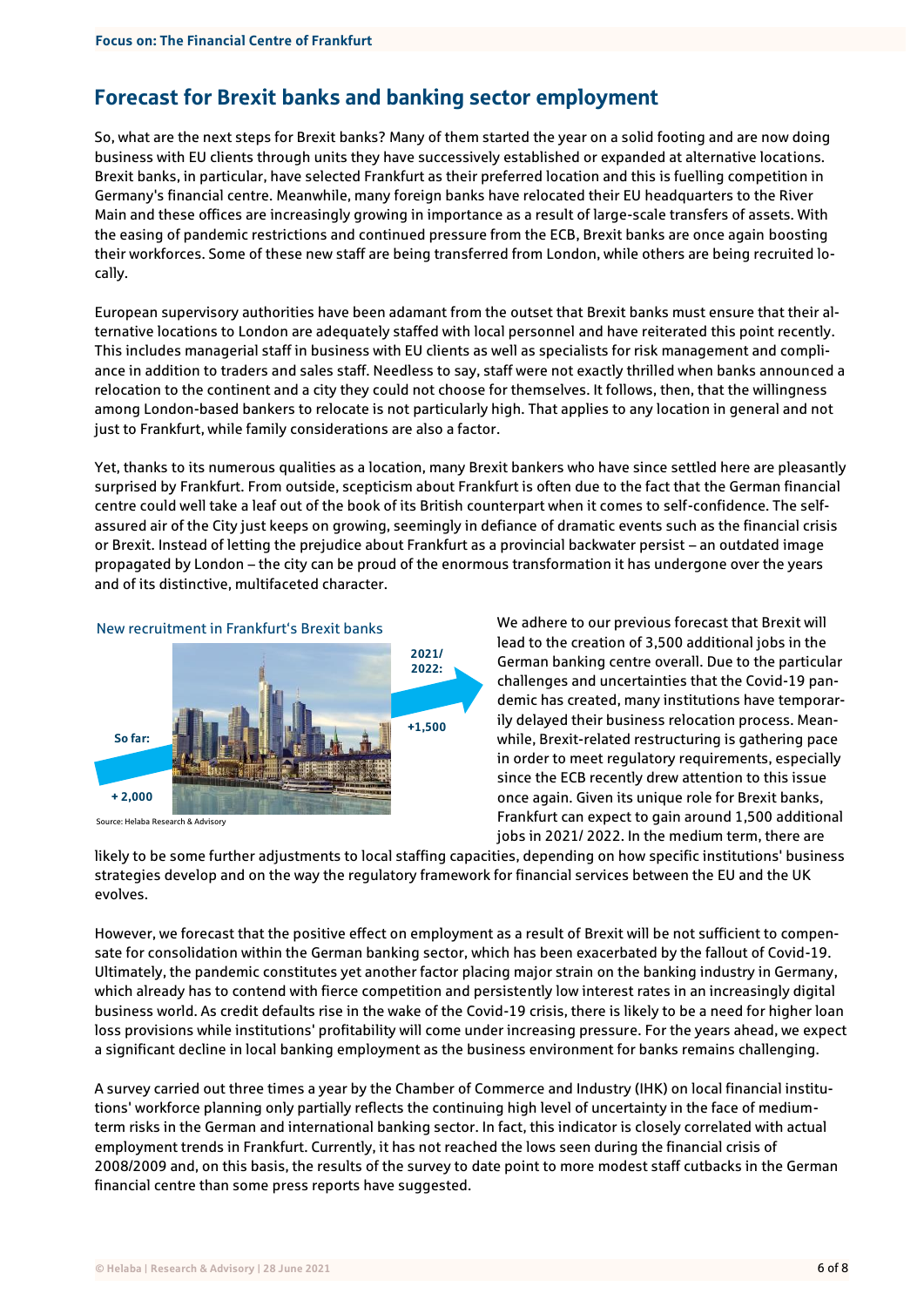## Forecast for Brexit banks and banking sector employment

So, what are the next steps for Brexit banks? Many of them started the year on a solid footing and are now doing business with EU clients through units they have successively established or expanded at alternative locations. Brexit banks, in particular, have selected Frankfurt as their preferred location and this is fuelling competition in Germany's financial centre. Meanwhile, many foreign banks have relocated their EU headquarters to the River Main and these offices are increasingly growing in importance as a result of large-scale transfers of assets. With the easing of pandemic restrictions and continued pressure from the ECB, Brexit banks are once again boosting their workforces. Some of these new staff are being transferred from London, while others are being recruited locally.

European supervisory authorities have been adamant from the outset that Brexit banks must ensure that their alternative locations to London are adequately staffed with local personnel and have reiterated this point recently. This includes managerial staff in business with EU clients as well as specialists for risk management and compliance in addition to traders and sales staff. Needless to say, staff were not exactly thrilled when banks announced a relocation to the continent and a city they could not choose for themselves. It follows, then, that the willingness among London-based bankers to relocate is not particularly high. That applies to any location in general and not just to Frankfurt, while family considerations are also a factor.

Yet, thanks to its numerous qualities as a location, many Brexit bankers who have since settled here are pleasantly surprised by Frankfurt. From outside, scepticism about Frankfurt is often due to the fact that the German financial centre could well take a leaf out of the book of its British counterpart when it comes to self-confidence. The self-assured air of the City just keeps on growing, seemingly in defiance of dramatic events such as the financial crisis or Brexit. Instead of letting the prejudice about Frankfurt as a provincial backwater persist – an outdated image propagated by London – the city can be proud of the enormous transformation it has undergone over the years and of its distinctive, multifaceted character.

**New recruitment in Frankfurt's Brexit banks**

So far: + 2,000

2021/ 2022: +1,500

Source: Helaba Research & Advisory

We adhere to our previous forecast that Brexit will lead to the creation of 3,500 additional jobs in the German banking centre overall. Due to the particular challenges and uncertainties that the Covid-19 pandemic has created, many institutions have temporarily delayed their business relocation process. Meanwhile, Brexit-related restructuring is gathering pace in order to meet regulatory requirements, especially since the ECB recently drew attention to this issue once again. Given its unique role for Brexit banks, Frankfurt can expect to gain around 1,500 additional jobs in 2021/ 2022. In the medium term, there are likely to be some further adjustments to local staffing capacities, depending on how specific institutions' business strategies develop and on the way the regulatory framework for financial services between the EU and the UK evolves.

However, we forecast that the positive effect on employment as a result of Brexit will be not sufficient to compensate for consolidation within the German banking sector, which has been exacerbated by the fallout of Covid-19. Ultimately, the pandemic constitutes yet another factor placing major strain on the banking industry in Germany, which already has to contend with fierce competition and persistently low interest rates in an increasingly digital business world. As credit defaults rise in the wake of the Covid-19 crisis, there is likely to be a need for higher loan loss provisions while institutions' profitability will come under increasing pressure. For the years ahead, we expect a significant decline in local banking employment as the business environment for banks remains challenging.

A survey carried out three times a year by the Chamber of Commerce and Industry (IHK) on local financial institutions' workforce planning only partially reflects the continuing high level of uncertainty in the face of medium-term risks in the German and international banking sector. In fact, this indicator is closely correlated with actual employment trends in Frankfurt. Currently, it has not reached the lows seen during the financial crisis of 2008/2009 and, on this basis, the results of the survey to date point to more modest staff cutbacks in the German financial centre than some press reports have suggested.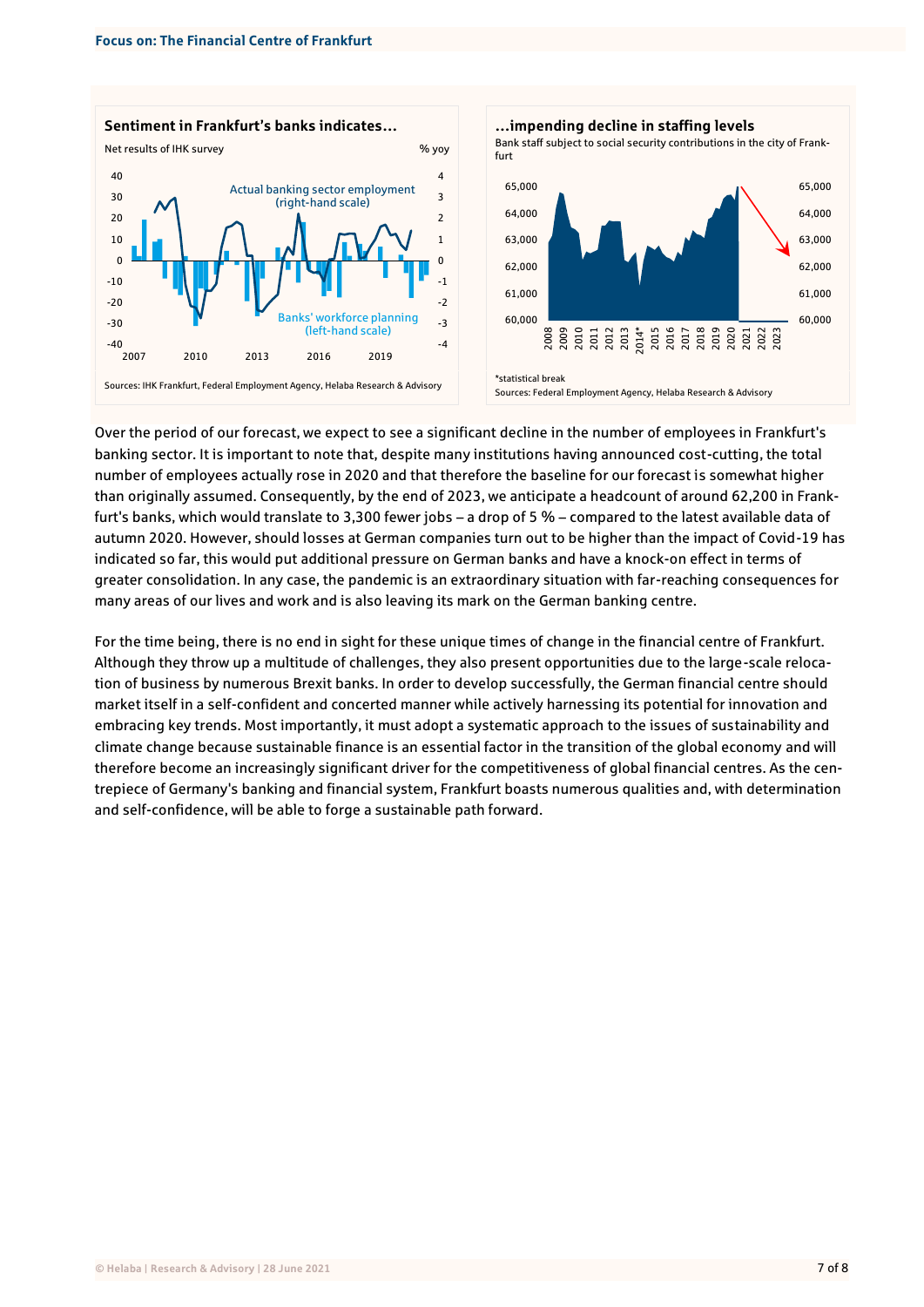**Sentiment in Frankfurt's banks indicates…**

Net results of IHK survey

Actual banking sector employment (right-hand scale)

Banks' workforce planning (left-hand scale)

Sources: IHK Frankfurt, Federal Employment Agency, Helaba Research & Advisory

**…impending decline in staffing levels**

Bank staff subject to social security contributions in the city of Frankfurt

*statistical break

Sources: Federal Employment Agency, Helaba Research & Advisory

Over the period of our forecast, we expect to see a significant decline in the number of employees in Frankfurt's banking sector. It is important to note that, despite many institutions having announced cost-cutting, the total number of employees actually rose in 2020 and that therefore the baseline for our forecast is somewhat higher than originally assumed. Consequently, by the end of 2023, we anticipate a headcount of around 62,200 in Frankfurt's banks, which would translate to 3,300 fewer jobs – a drop of 5 % – compared to the latest available data of autumn 2020. However, should losses at German companies turn out to be higher than the impact of Covid-19 has indicated so far, this would put additional pressure on German banks and have a knock-on effect in terms of greater consolidation. In any case, the pandemic is an extraordinary situation with far-reaching consequences for many areas of our lives and work and is also leaving its mark on the German banking centre.

For the time being, there is no end in sight for these unique times of change in the financial centre of Frankfurt. Although they throw up a multitude of challenges, they also present opportunities due to the large-scale relocation of business by numerous Brexit banks. In order to develop successfully, the German financial centre should market itself in a self-confident and concerted manner while actively harnessing its potential for innovation and embracing key trends. Most importantly, it must adopt a systematic approach to the issues of sustainability and climate change because sustainable finance is an essential factor in the transition of the global economy and will therefore become an increasingly significant driver for the competitiveness of global financial centres. As the centrepiece of Germany's banking and financial system, Frankfurt boasts numerous qualities and, with determination and self-confidence, will be able to forge a sustainable path forward.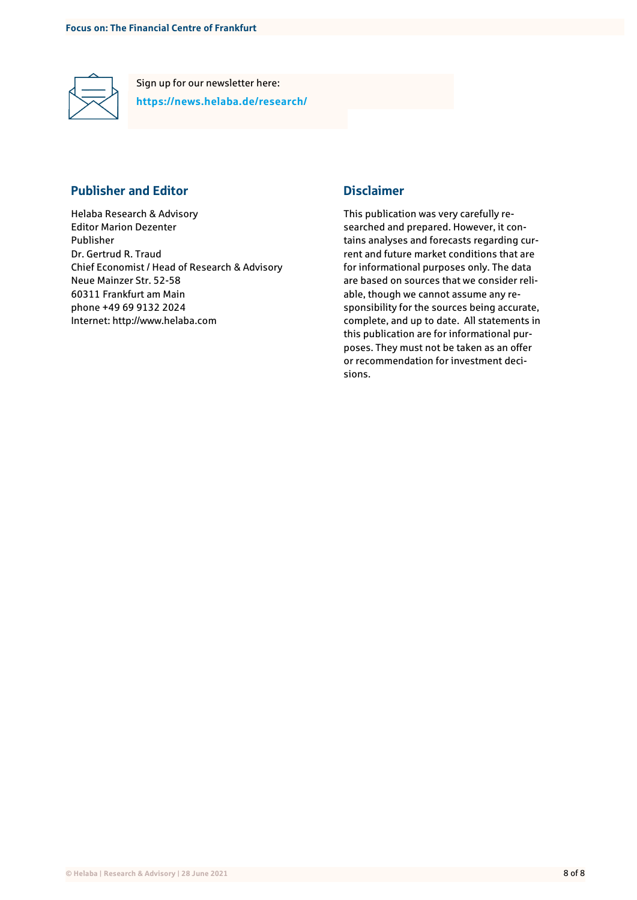Sign up for our newsletter here:

**https://news.helaba.de/research/**

## Publisher and Editor

Helaba Research & Advisory
Editor Marion Dezenter
Publisher
Dr. Gertrud R. Traud
Chief Economist / Head of Research & Advisory
Neue Mainzer Str. 52-58
60311 Frankfurt am Main
phone +49 69 9132 2024
Internet: http://www.helaba.com

## Disclaimer

This publication was very carefully researched and prepared. However, it contains analyses and forecasts regarding current and future market conditions that are for informational purposes only. The data are based on sources that we consider reliable, though we cannot assume any responsibility for the sources being accurate, complete, and up to date. All statements in this publication are for informational purposes. They must not be taken as an offer or recommendation for investment decisions.